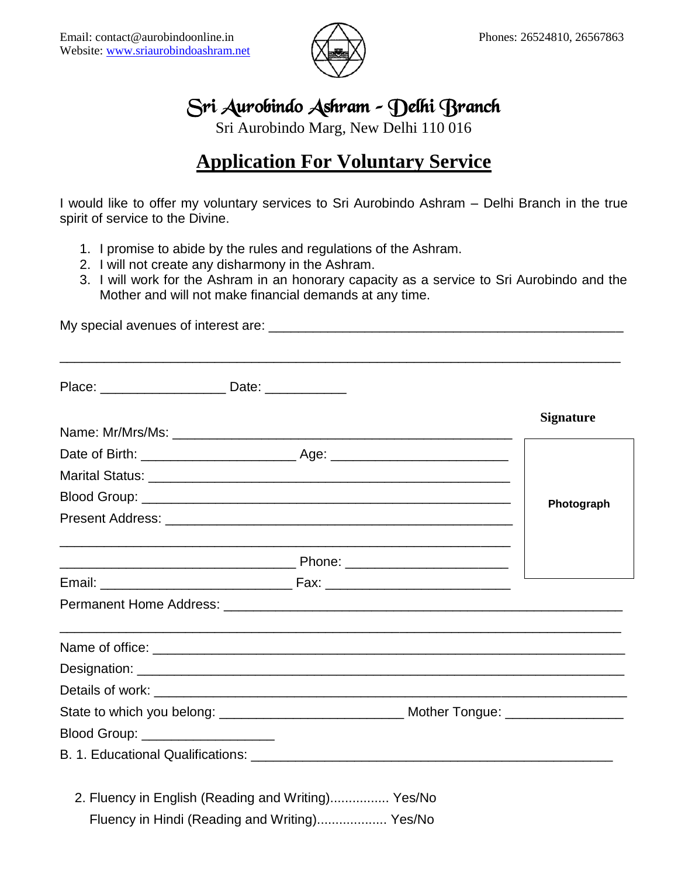Email: contact@aurobindoonline.in
Website: www.sriaurobindoashram.net

Phones: 26524810, 26567863

# Sri Aurobindo Ashram - Delhi Branch

Sri Aurobindo Marg, New Delhi 110 016

## Application For Voluntary Service

I would like to offer my voluntary services to Sri Aurobindo Ashram – Delhi Branch in the true spirit of service to the Divine.

1. I promise to abide by the rules and regulations of the Ashram.
2. I will not create any disharmony in the Ashram.
3. I will work for the Ashram in an honorary capacity as a service to Sri Aurobindo and the Mother and will not make financial demands at any time.

My special avenues of interest are: ________________________________________________

_____________________________________________________________________________

Place: _________________ Date: ___________

**Signature**

**Photograph**

Name: Mr/Mrs/Ms: ________________________________________________

Date of Birth: _____________________ Age: ________________________

Marital Status: __________________________________________________

Blood Group: ___________________________________________________

Present Address: ________________________________________________

_____________________________________________________________

________________________________ Phone: ______________________

Email: __________________________ Fax: _________________________

Permanent Home Address: _____________________________________________________

_____________________________________________________________________________

Name of office: ______________________________________________________________

Designation: _________________________________________________________________

Details of work: ______________________________________________________________

State to which you belong: _________________________ Mother Tongue: ________________

Blood Group: __________________

B. 1. Educational Qualifications: ____________________________________________________

2. Fluency in English (Reading and Writing)................ Yes/No

Fluency in Hindi (Reading and Writing).................. Yes/No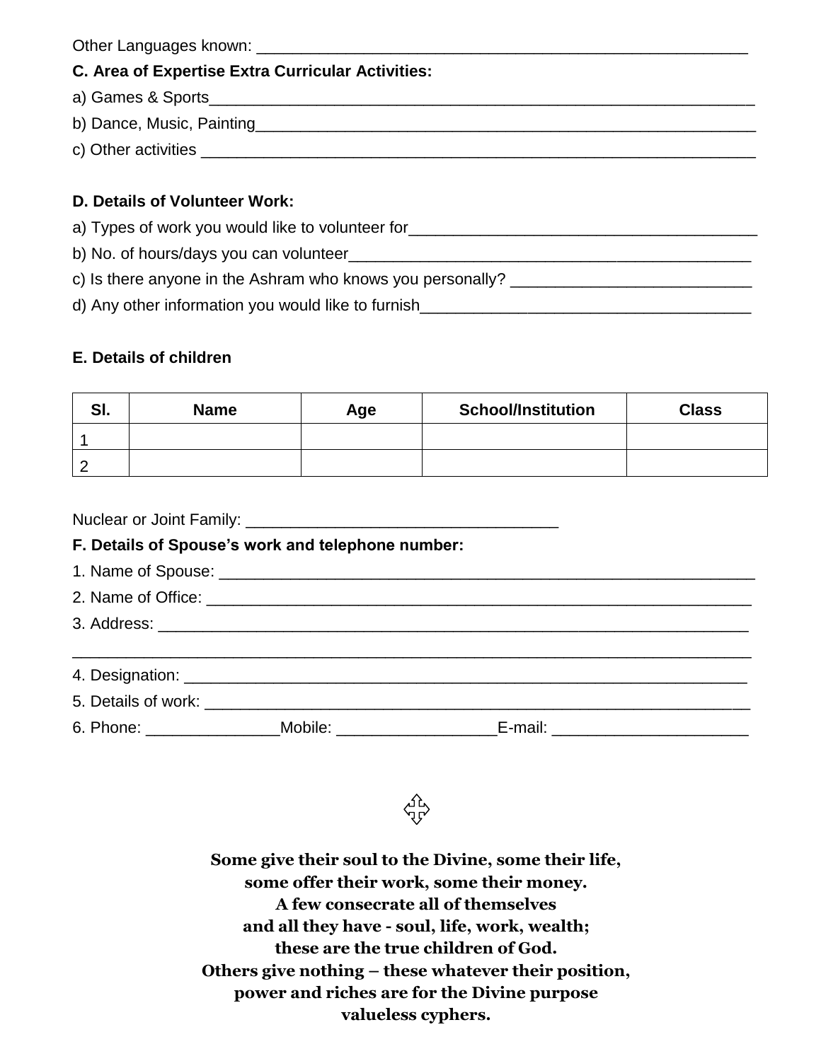Other Languages known: ___________________________________________________________

**C. Area of Expertise Extra Curricular Activities:**

a) Games & Sports_____________________________________________________________

b) Dance, Music, Painting______________________________________________________

c) Other activities ____________________________________________________________

**D. Details of Volunteer Work:**

a) Types of work you would like to volunteer for_____________________________________

b) No. of hours/days you can volunteer____________________________________________

c) Is there anyone in the Ashram who knows you personally? ___________________________

d) Any other information you would like to furnish___________________________________

**E. Details of children**

| Sl. | Name | Age | School/Institution | Class |
|---|---|---|---|---|
| 1 | | | | |
| 2 | | | | |

Nuclear or Joint Family: ___________________________________

**F. Details of Spouse's work and telephone number:**

1. Name of Spouse: _______________________________________________________________

2. Name of Office: _________________________________________________________________

3. Address: _______________________________________________________________________

___________________________________________________________________________________

4. Designation: _____________________________________________________________________

5. Details of work: __________________________________________________________________

6. Phone: _______________Mobile: __________________E-mail: ______________________

✣

**Some give their soul to the Divine, some their life,
some offer their work, some their money.
A few consecrate all of themselves
and all they have - soul, life, work, wealth;
these are the true children of God.
Others give nothing – these whatever their position,
power and riches are for the Divine purpose
valueless cyphers.**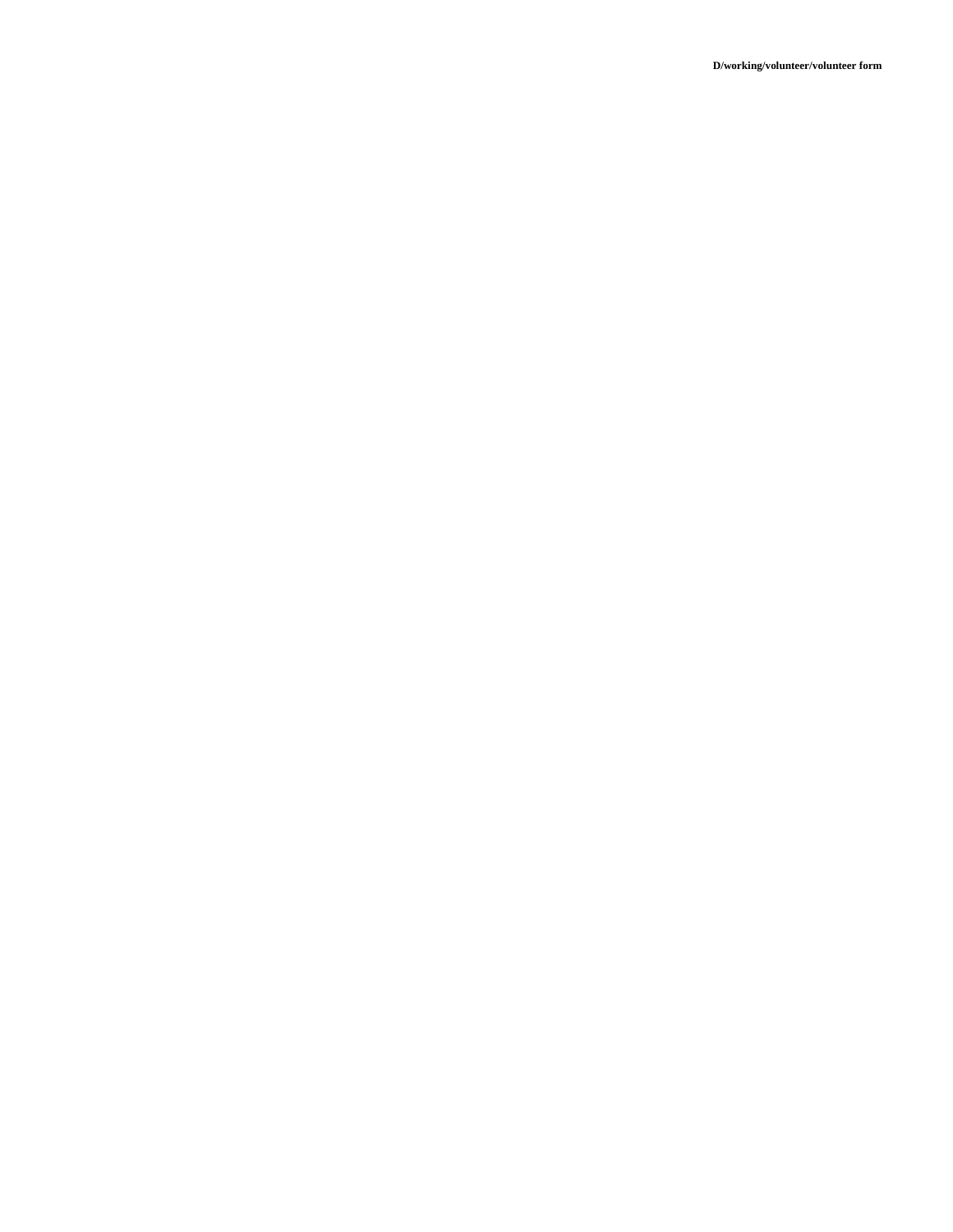**D/working/volunteer/volunteer form**